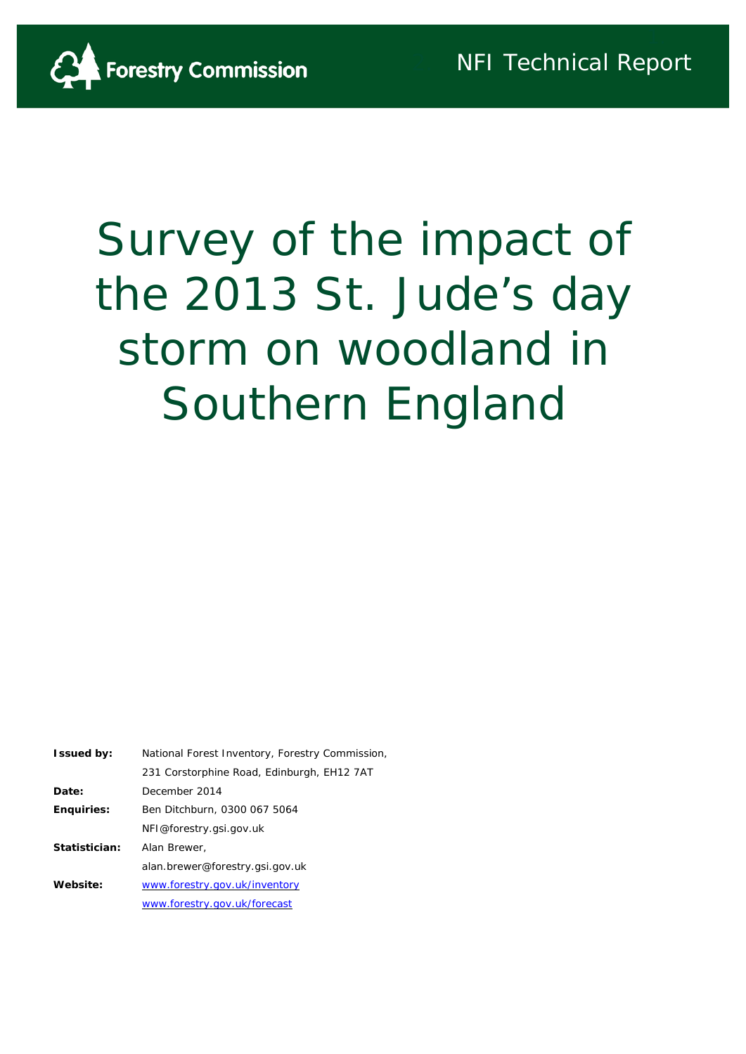Forestry Commission

NFI Technical Report

# Survey of the impact of the 2013 St. Jude's day storm on woodland in Southern England

| | |
|---|---|
| **Issued by:** | National Forest Inventory, Forestry Commission, 231 Corstorphine Road, Edinburgh, EH12 7AT |
| **Date:** | December 2014 |
| **Enquiries:** | Ben Ditchburn, 0300 067 5064 NFI@forestry.gsi.gov.uk |
| **Statistician:** | Alan Brewer, alan.brewer@forestry.gsi.gov.uk |
| **Website:** | www.forestry.gov.uk/inventory www.forestry.gov.uk/forecast |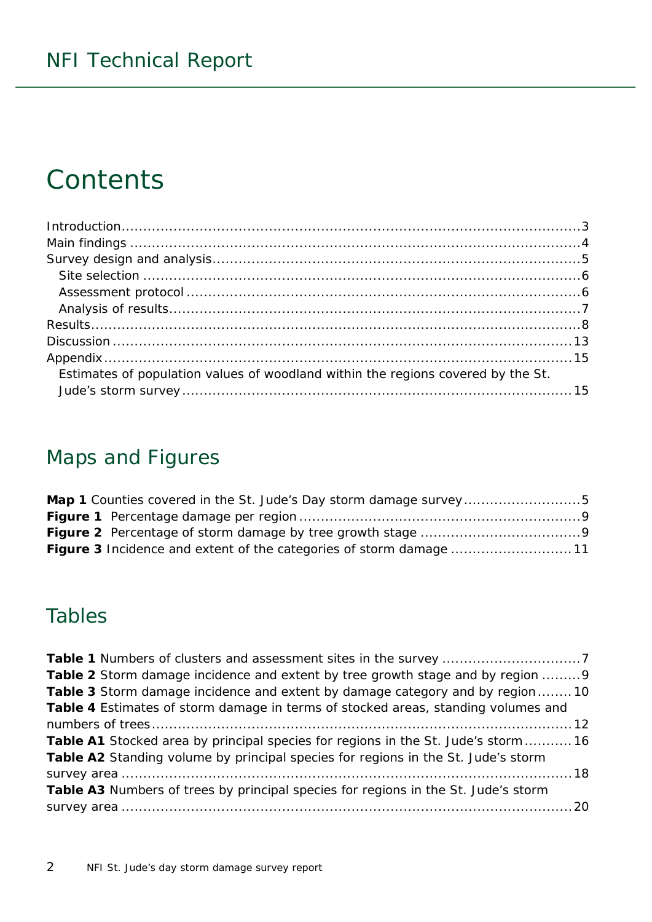# Contents

Introduction.....3
Main findings.....4
Survey design and analysis.....5
  Site selection.....6
  Assessment protocol.....6
  Analysis of results.....7
Results.....8
Discussion.....13
Appendix.....15
  Estimates of population values of woodland within the regions covered by the St. Jude's storm survey.....15

## Maps and Figures

**Map 1** Counties covered in the St. Jude's Day storm damage survey.....5
**Figure 1** Percentage damage per region.....9
**Figure 2** Percentage of storm damage by tree growth stage.....9
**Figure 3** Incidence and extent of the categories of storm damage.....11

## Tables

**Table 1** Numbers of clusters and assessment sites in the survey.....7
**Table 2** Storm damage incidence and extent by tree growth stage and by region.....9
**Table 3** Storm damage incidence and extent by damage category and by region.....10
**Table 4** Estimates of storm damage in terms of stocked areas, standing volumes and numbers of trees.....12
**Table A1** Stocked area by principal species for regions in the St. Jude's storm.....16
**Table A2** Standing volume by principal species for regions in the St. Jude's storm survey area.....18
**Table A3** Numbers of trees by principal species for regions in the St. Jude's storm survey area.....20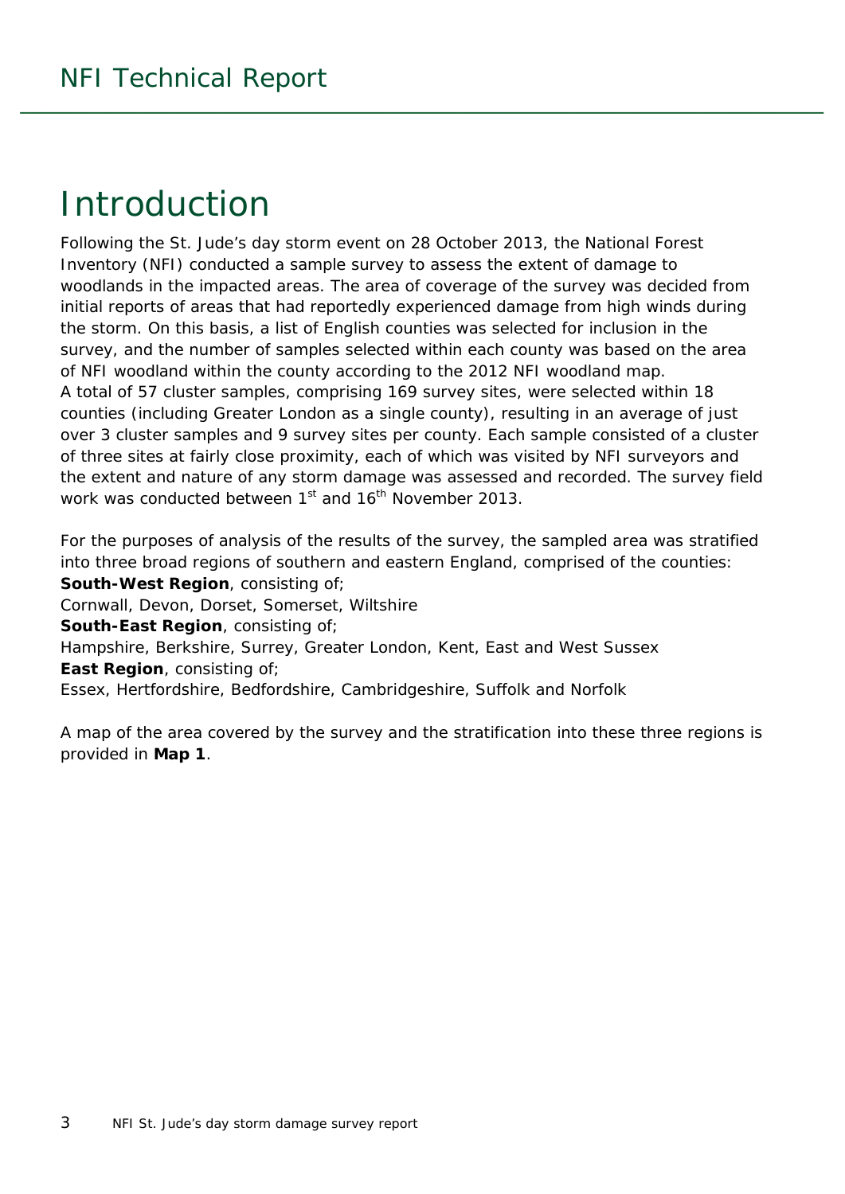# Introduction

Following the St. Jude's day storm event on 28 October 2013, the National Forest Inventory (NFI) conducted a sample survey to assess the extent of damage to woodlands in the impacted areas. The area of coverage of the survey was decided from initial reports of areas that had reportedly experienced damage from high winds during the storm. On this basis, a list of English counties was selected for inclusion in the survey, and the number of samples selected within each county was based on the area of NFI woodland within the county according to the 2012 NFI woodland map.
A total of 57 cluster samples, comprising 169 survey sites, were selected within 18 counties (including Greater London as a single county), resulting in an average of just over 3 cluster samples and 9 survey sites per county. Each sample consisted of a cluster of three sites at fairly close proximity, each of which was visited by NFI surveyors and the extent and nature of any storm damage was assessed and recorded. The survey field work was conducted between 1st and 16th November 2013.

For the purposes of analysis of the results of the survey, the sampled area was stratified into three broad regions of southern and eastern England, comprised of the counties:
**South-West Region**, consisting of;
Cornwall, Devon, Dorset, Somerset, Wiltshire
**South-East Region**, consisting of;
Hampshire, Berkshire, Surrey, Greater London, Kent, East and West Sussex
**East Region**, consisting of;
Essex, Hertfordshire, Bedfordshire, Cambridgeshire, Suffolk and Norfolk

A map of the area covered by the survey and the stratification into these three regions is provided in **Map 1**.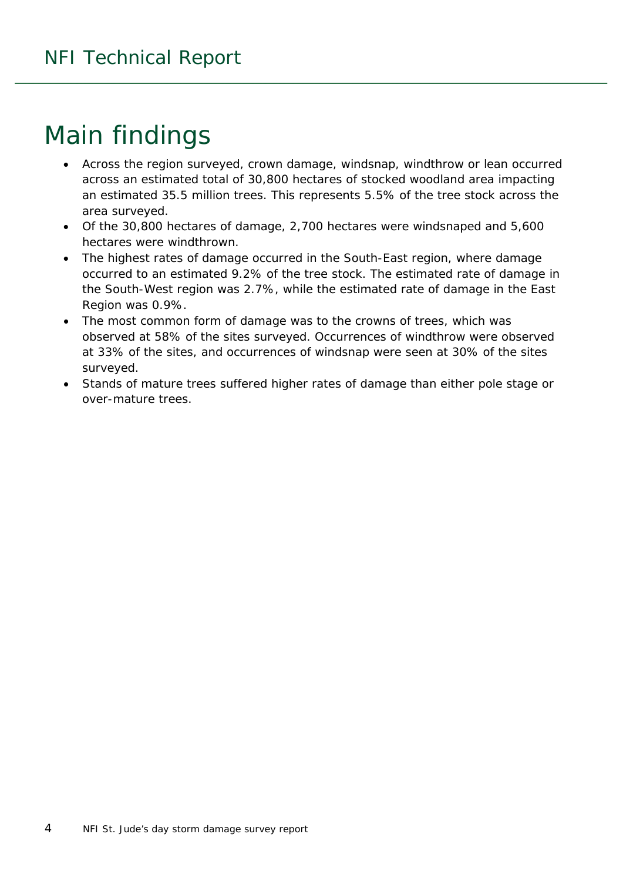# Main findings

- Across the region surveyed, crown damage, windsnap, windthrow or lean occurred across an estimated total of 30,800 hectares of stocked woodland area impacting an estimated 35.5 million trees. This represents 5.5% of the tree stock across the area surveyed.
- Of the 30,800 hectares of damage, 2,700 hectares were windsnaped and 5,600 hectares were windthrown.
- The highest rates of damage occurred in the South-East region, where damage occurred to an estimated 9.2% of the tree stock. The estimated rate of damage in the South-West region was 2.7%, while the estimated rate of damage in the East Region was 0.9%.
- The most common form of damage was to the crowns of trees, which was observed at 58% of the sites surveyed. Occurrences of windthrow were observed at 33% of the sites, and occurrences of windsnap were seen at 30% of the sites surveyed.
- Stands of mature trees suffered higher rates of damage than either pole stage or over-mature trees.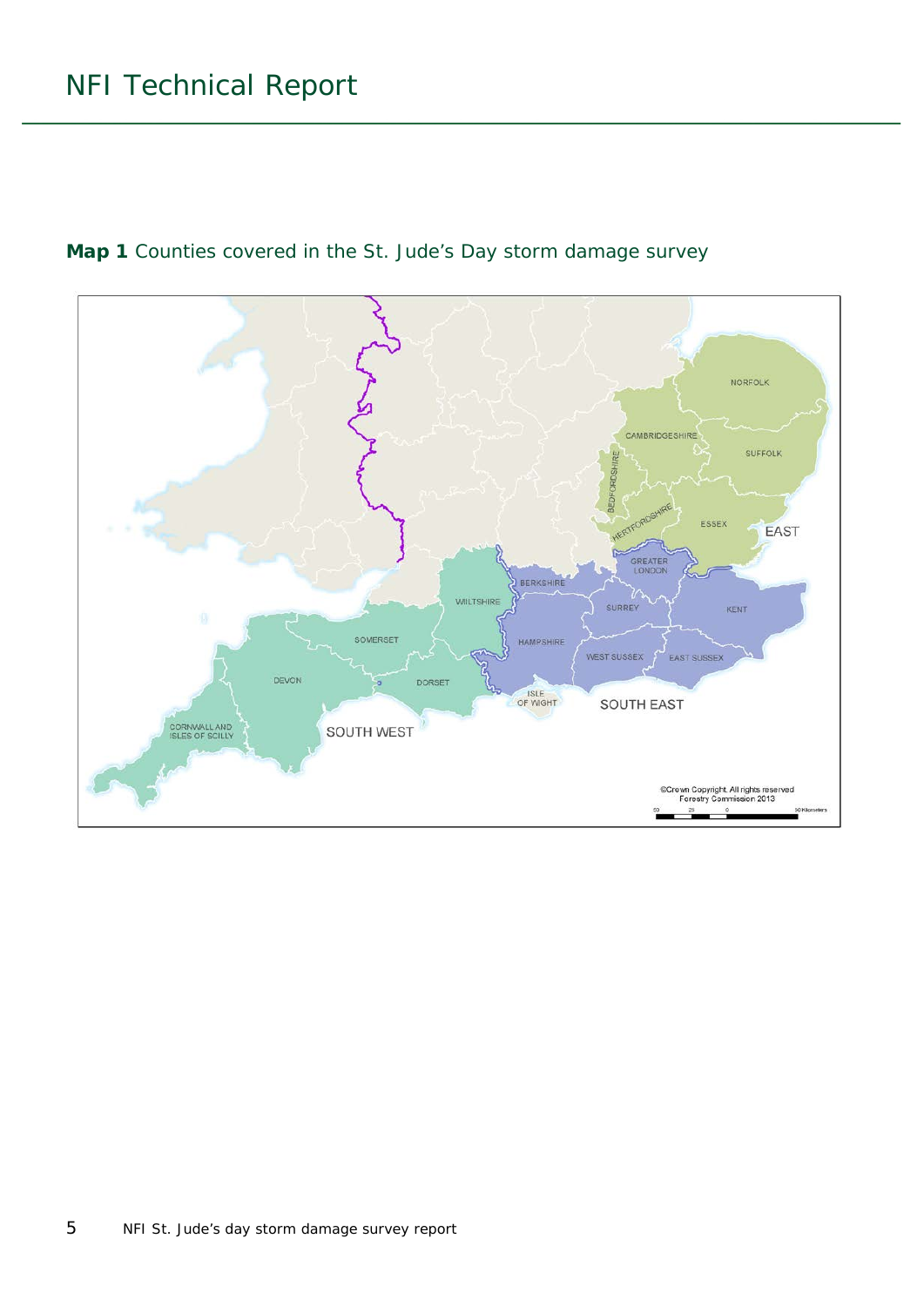**Map 1** Counties covered in the St. Jude's Day storm damage survey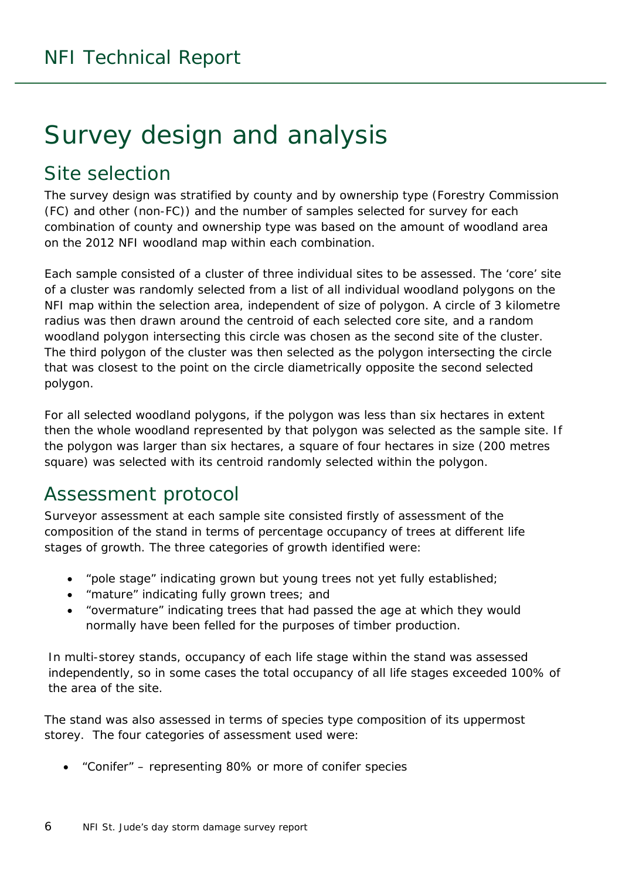# Survey design and analysis

## Site selection

The survey design was stratified by county and by ownership type (Forestry Commission (FC) and other (non-FC)) and the number of samples selected for survey for each combination of county and ownership type was based on the amount of woodland area on the 2012 NFI woodland map within each combination.

Each sample consisted of a cluster of three individual sites to be assessed. The 'core' site of a cluster was randomly selected from a list of all individual woodland polygons on the NFI map within the selection area, independent of size of polygon. A circle of 3 kilometre radius was then drawn around the centroid of each selected core site, and a random woodland polygon intersecting this circle was chosen as the second site of the cluster. The third polygon of the cluster was then selected as the polygon intersecting the circle that was closest to the point on the circle diametrically opposite the second selected polygon.

For all selected woodland polygons, if the polygon was less than six hectares in extent then the whole woodland represented by that polygon was selected as the sample site. If the polygon was larger than six hectares, a square of four hectares in size (200 metres square) was selected with its centroid randomly selected within the polygon.

## Assessment protocol

Surveyor assessment at each sample site consisted firstly of assessment of the composition of the stand in terms of percentage occupancy of trees at different life stages of growth. The three categories of growth identified were:

- "pole stage" indicating grown but young trees not yet fully established;
- "mature" indicating fully grown trees; and
- "overmature" indicating trees that had passed the age at which they would normally have been felled for the purposes of timber production.

In multi-storey stands, occupancy of each life stage within the stand was assessed independently, so in some cases the total occupancy of all life stages exceeded 100% of the area of the site.

The stand was also assessed in terms of species type composition of its uppermost storey. The four categories of assessment used were:

- "Conifer" – representing 80% or more of conifer species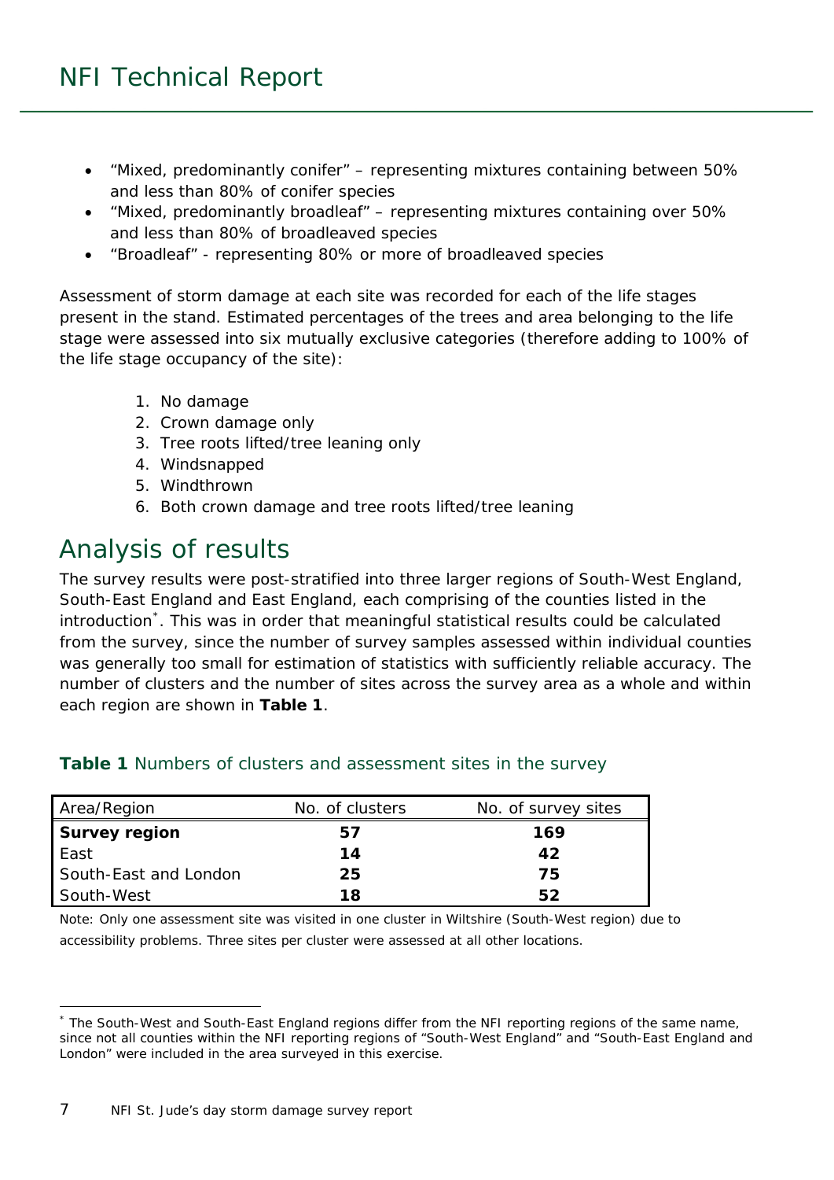- "Mixed, predominantly conifer" – representing mixtures containing between 50% and less than 80% of conifer species
- "Mixed, predominantly broadleaf" – representing mixtures containing over 50% and less than 80% of broadleaved species
- "Broadleaf" - representing 80% or more of broadleaved species

Assessment of storm damage at each site was recorded for each of the life stages present in the stand. Estimated percentages of the trees and area belonging to the life stage were assessed into six mutually exclusive categories (therefore adding to 100% of the life stage occupancy of the site):

1. No damage
2. Crown damage only
3. Tree roots lifted/tree leaning only
4. Windsnapped
5. Windthrown
6. Both crown damage and tree roots lifted/tree leaning

## Analysis of results

The survey results were post-stratified into three larger regions of South-West England, South-East England and East England, each comprising of the counties listed in the introduction[*]. This was in order that meaningful statistical results could be calculated from the survey, since the number of survey samples assessed within individual counties was generally too small for estimation of statistics with sufficiently reliable accuracy. The number of clusters and the number of sites across the survey area as a whole and within each region are shown in **Table 1**.

**Table 1** Numbers of clusters and assessment sites in the survey

| Area/Region | No. of clusters | No. of survey sites |
|---|---|---|
| **Survey region** | **57** | **169** |
| East | **14** | **42** |
| South-East and London | **25** | **75** |
| South-West | **18** | **52** |

Note: Only one assessment site was visited in one cluster in Wiltshire (South-West region) due to accessibility problems. Three sites per cluster were assessed at all other locations.

[*] The South-West and South-East England regions differ from the NFI reporting regions of the same name, since not all counties within the NFI reporting regions of "South-West England" and "South-East England and London" were included in the area surveyed in this exercise.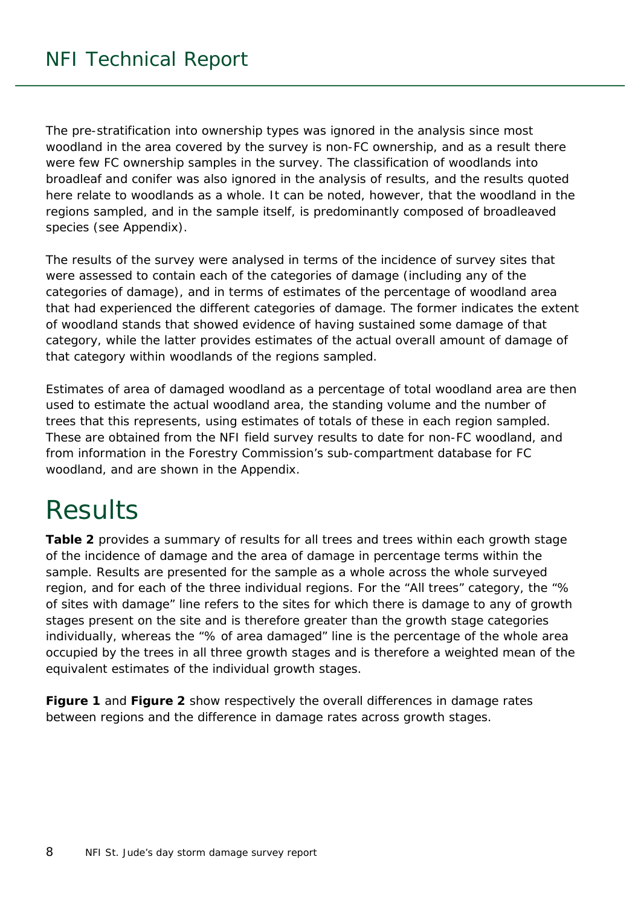The pre-stratification into ownership types was ignored in the analysis since most woodland in the area covered by the survey is non-FC ownership, and as a result there were few FC ownership samples in the survey. The classification of woodlands into broadleaf and conifer was also ignored in the analysis of results, and the results quoted here relate to woodlands as a whole. It can be noted, however, that the woodland in the regions sampled, and in the sample itself, is predominantly composed of broadleaved species (see Appendix).

The results of the survey were analysed in terms of the incidence of survey sites that were assessed to contain each of the categories of damage (including any of the categories of damage), and in terms of estimates of the percentage of woodland area that had experienced the different categories of damage. The former indicates the extent of woodland stands that showed evidence of having sustained some damage of that category, while the latter provides estimates of the actual overall amount of damage of that category within woodlands of the regions sampled.

Estimates of area of damaged woodland as a percentage of total woodland area are then used to estimate the actual woodland area, the standing volume and the number of trees that this represents, using estimates of totals of these in each region sampled. These are obtained from the NFI field survey results to date for non-FC woodland, and from information in the Forestry Commission's sub-compartment database for FC woodland, and are shown in the Appendix.

# Results

**Table 2** provides a summary of results for all trees and trees within each growth stage of the incidence of damage and the area of damage in percentage terms within the sample. Results are presented for the sample as a whole across the whole surveyed region, and for each of the three individual regions. For the "All trees" category, the "% of sites with damage" line refers to the sites for which there is damage to any of growth stages present on the site and is therefore greater than the growth stage categories individually, whereas the "% of area damaged" line is the percentage of the whole area occupied by the trees in all three growth stages and is therefore a weighted mean of the equivalent estimates of the individual growth stages.

**Figure 1** and **Figure 2** show respectively the overall differences in damage rates between regions and the difference in damage rates across growth stages.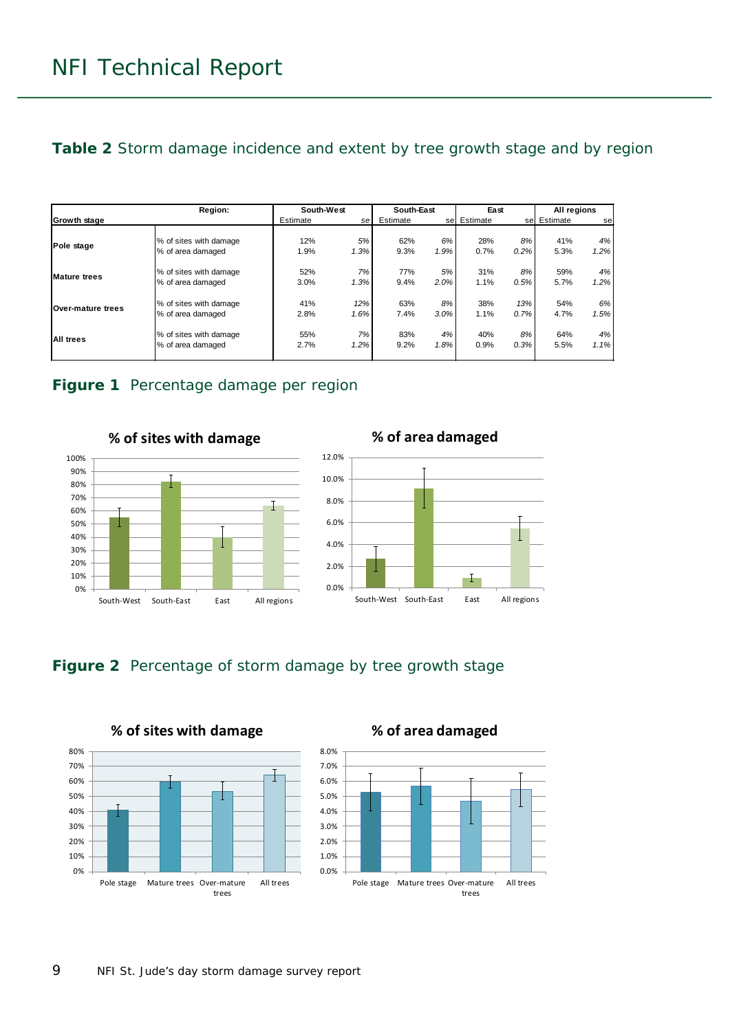**Table 2** Storm damage incidence and extent by tree growth stage and by region

| Growth stage | Region: | South-West Estimate | se | South-East Estimate | se | East Estimate | se | All regions Estimate | se |
|---|---|---|---|---|---|---|---|---|---|
| Pole stage | % of sites with damage | 12% | *5%* | 62% | *6%* | 28% | *8%* | 41% | *4%* |
| | % of area damaged | 1.9% | *1.3%* | 9.3% | *1.9%* | 0.7% | *0.2%* | 5.3% | *1.2%* |
| Mature trees | % of sites with damage | 52% | *7%* | 77% | *5%* | 31% | *8%* | 59% | *4%* |
| | % of area damaged | 3.0% | *1.3%* | 9.4% | *2.0%* | 1.1% | *0.5%* | 5.7% | *1.2%* |
| Over-mature trees | % of sites with damage | 41% | *12%* | 63% | *8%* | 38% | *13%* | 54% | *6%* |
| | % of area damaged | 2.8% | *1.6%* | 7.4% | *3.0%* | 1.1% | *0.7%* | 4.7% | *1.5%* |
| All trees | % of sites with damage | 55% | *7%* | 83% | *4%* | 40% | *8%* | 64% | *4%* |
| | % of area damaged | 2.7% | *1.2%* | 9.2% | *1.8%* | 0.9% | *0.3%* | 5.5% | *1.1%* |

**Figure 1** Percentage damage per region

**Figure 2** Percentage of storm damage by tree growth stage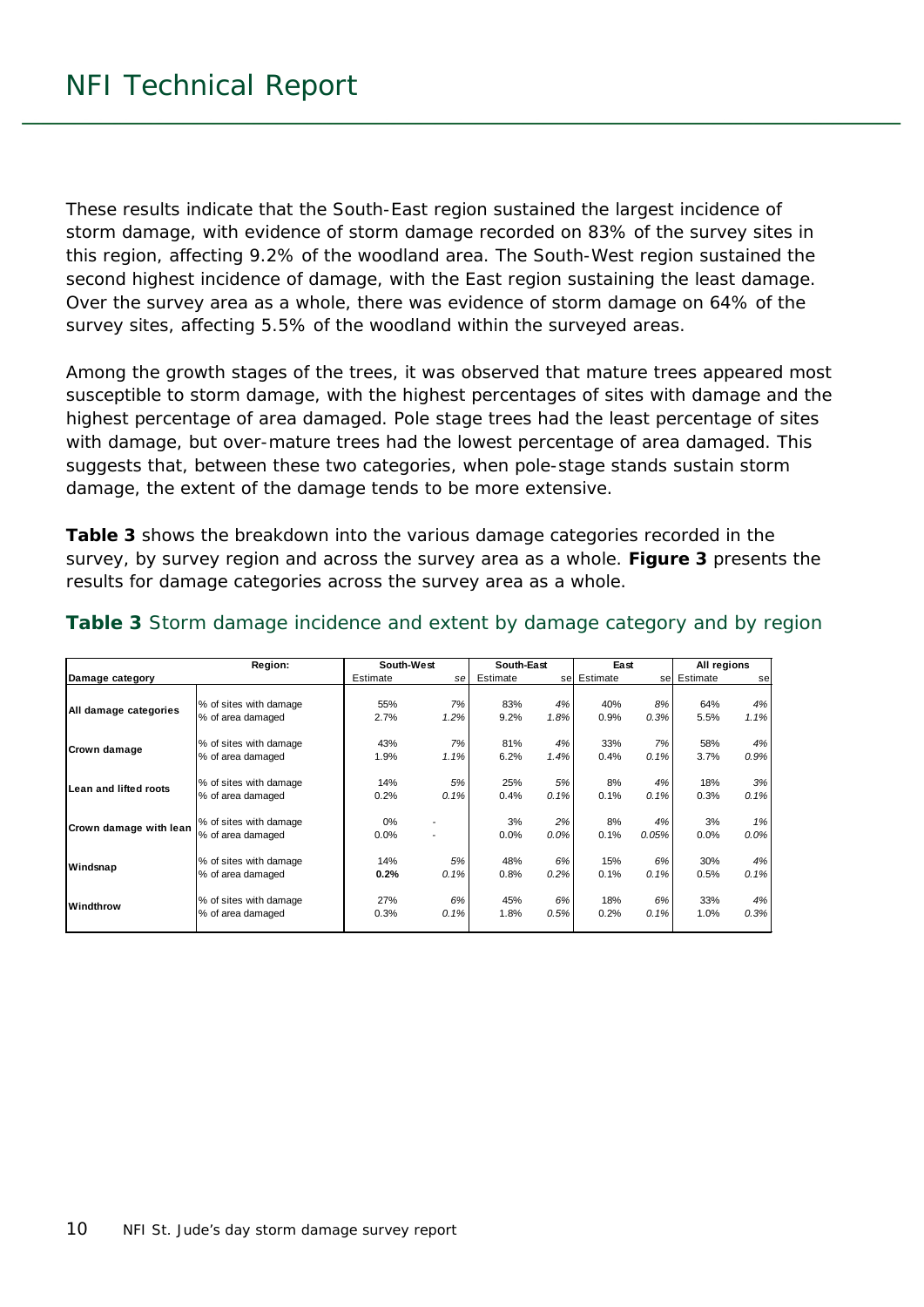These results indicate that the South-East region sustained the largest incidence of storm damage, with evidence of storm damage recorded on 83% of the survey sites in this region, affecting 9.2% of the woodland area. The South-West region sustained the second highest incidence of damage, with the East region sustaining the least damage. Over the survey area as a whole, there was evidence of storm damage on 64% of the survey sites, affecting 5.5% of the woodland within the surveyed areas.

Among the growth stages of the trees, it was observed that mature trees appeared most susceptible to storm damage, with the highest percentages of sites with damage and the highest percentage of area damaged. Pole stage trees had the least percentage of sites with damage, but over-mature trees had the lowest percentage of area damaged. This suggests that, between these two categories, when pole-stage stands sustain storm damage, the extent of the damage tends to be more extensive.

**Table 3** shows the breakdown into the various damage categories recorded in the survey, by survey region and across the survey area as a whole. **Figure 3** presents the results for damage categories across the survey area as a whole.

## Table 3 Storm damage incidence and extent by damage category and by region

| | Region: | South-West | | South-East | | East | | All regions | |
|---|---|---|---|---|---|---|---|---|---|
| **Damage category** | | Estimate | se | Estimate | se | Estimate | se | Estimate | se |
| **All damage categories** | % of sites with damage | 55% | *7%* | 83% | *4%* | 40% | *8%* | 64% | *4%* |
| | % of area damaged | 2.7% | *1.2%* | 9.2% | *1.8%* | 0.9% | *0.3%* | 5.5% | *1.1%* |
| **Crown damage** | % of sites with damage | 43% | *7%* | 81% | *4%* | 33% | *7%* | 58% | *4%* |
| | % of area damaged | 1.9% | *1.1%* | 6.2% | *1.4%* | 0.4% | *0.1%* | 3.7% | *0.9%* |
| **Lean and lifted roots** | % of sites with damage | 14% | *5%* | 25% | *5%* | 8% | *4%* | 18% | *3%* |
| | % of area damaged | 0.2% | *0.1%* | 0.4% | *0.1%* | 0.1% | *0.1%* | 0.3% | *0.1%* |
| **Crown damage with lean** | % of sites with damage | 0% | - | 3% | *2%* | 8% | *4%* | 3% | *1%* |
| | % of area damaged | 0.0% | - | 0.0% | *0.0%* | 0.1% | *0.05%* | 0.0% | *0.0%* |
| **Windsnap** | % of sites with damage | 14% | *5%* | 48% | *6%* | 15% | *6%* | 30% | *4%* |
| | % of area damaged | **0.2%** | *0.1%* | 0.8% | *0.2%* | 0.1% | *0.1%* | 0.5% | *0.1%* |
| **Windthrow** | % of sites with damage | 27% | *6%* | 45% | *6%* | 18% | *6%* | 33% | *4%* |
| | % of area damaged | 0.3% | *0.1%* | 1.8% | *0.5%* | 0.2% | *0.1%* | 1.0% | *0.3%* |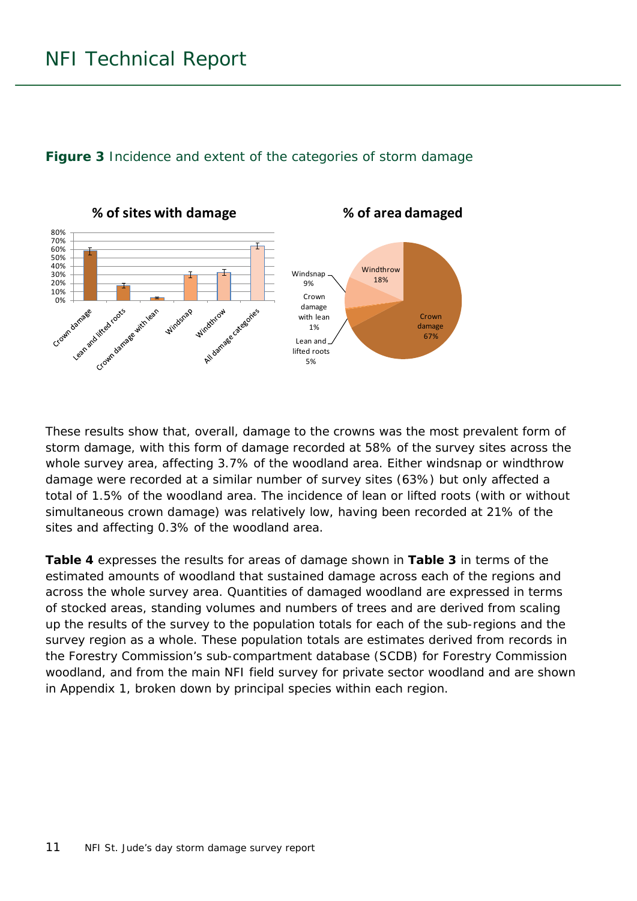**Figure 3** Incidence and extent of the categories of storm damage

These results show that, overall, damage to the crowns was the most prevalent form of storm damage, with this form of damage recorded at 58% of the survey sites across the whole survey area, affecting 3.7% of the woodland area. Either windsnap or windthrow damage were recorded at a similar number of survey sites (63%) but only affected a total of 1.5% of the woodland area. The incidence of lean or lifted roots (with or without simultaneous crown damage) was relatively low, having been recorded at 21% of the sites and affecting 0.3% of the woodland area.

**Table 4** expresses the results for areas of damage shown in **Table 3** in terms of the estimated amounts of woodland that sustained damage across each of the regions and across the whole survey area. Quantities of damaged woodland are expressed in terms of stocked areas, standing volumes and numbers of trees and are derived from scaling up the results of the survey to the population totals for each of the sub-regions and the survey region as a whole. These population totals are estimates derived from records in the Forestry Commission's sub-compartment database (SCDB) for Forestry Commission woodland, and from the main NFI field survey for private sector woodland and are shown in Appendix 1, broken down by principal species within each region.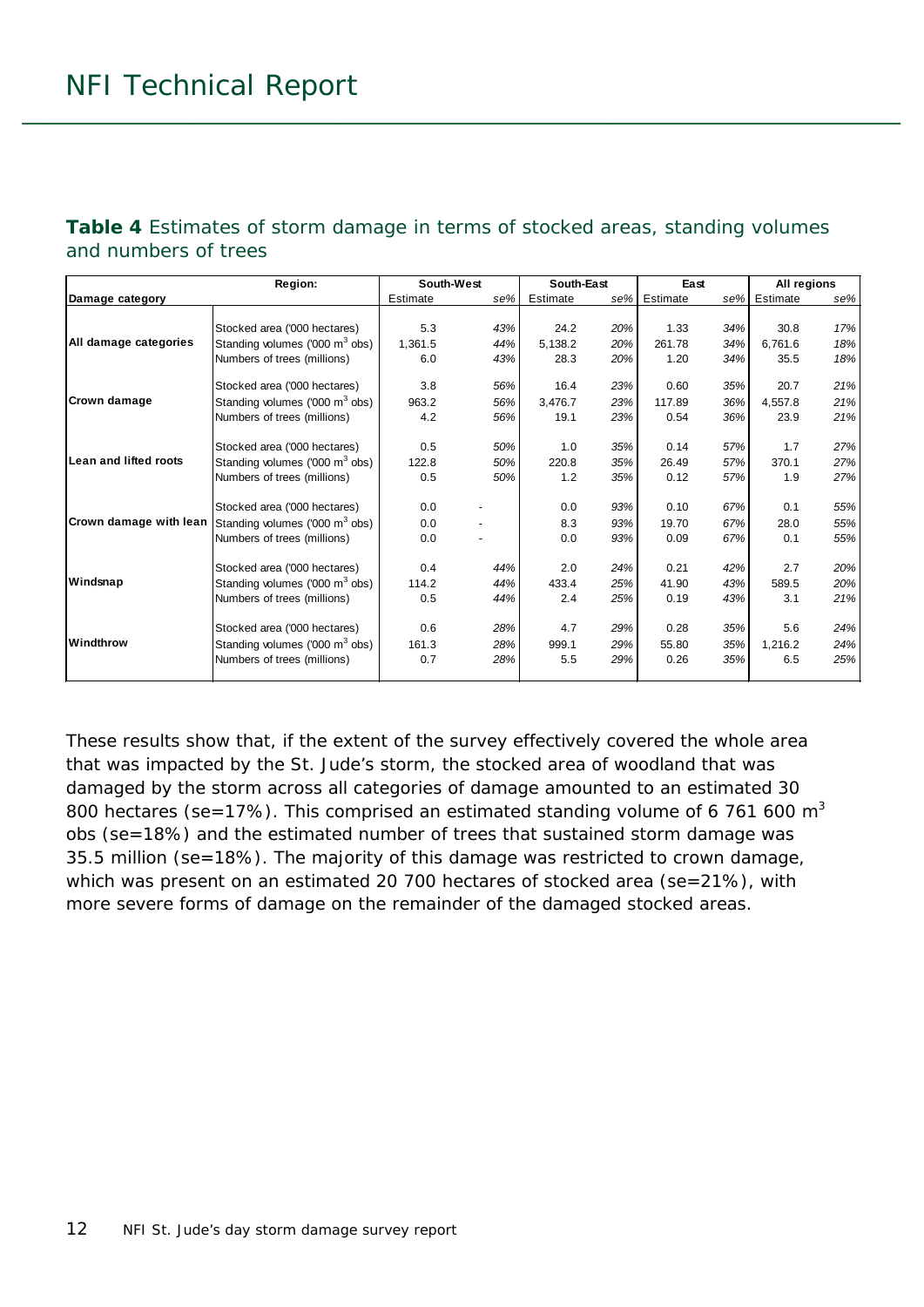**Table 4** Estimates of storm damage in terms of stocked areas, standing volumes and numbers of trees

| Region: | | South-West | | South-East | | East | | All regions | |
|---|---|---|---|---|---|---|---|---|---|
| Damage category | | Estimate | *se%* | Estimate | *se%* | Estimate | *se%* | Estimate | *se%* |
| **All damage categories** | Stocked area ('000 hectares) | 5.3 | *43%* | 24.2 | *20%* | 1.33 | *34%* | 30.8 | *17%* |
| | Standing volumes ('000 $m^3$ obs) | 1,361.5 | *44%* | 5,138.2 | *20%* | 261.78 | *34%* | 6,761.6 | *18%* |
| | Numbers of trees (millions) | 6.0 | *43%* | 28.3 | *20%* | 1.20 | *34%* | 35.5 | *18%* |
| **Crown damage** | Stocked area ('000 hectares) | 3.8 | *56%* | 16.4 | *23%* | 0.60 | *35%* | 20.7 | *21%* |
| | Standing volumes ('000 $m^3$ obs) | 963.2 | *56%* | 3,476.7 | *23%* | 117.89 | *36%* | 4,557.8 | *21%* |
| | Numbers of trees (millions) | 4.2 | *56%* | 19.1 | *23%* | 0.54 | *36%* | 23.9 | *21%* |
| **Lean and lifted roots** | Stocked area ('000 hectares) | 0.5 | *50%* | 1.0 | *35%* | 0.14 | *57%* | 1.7 | *27%* |
| | Standing volumes ('000 $m^3$ obs) | 122.8 | *50%* | 220.8 | *35%* | 26.49 | *57%* | 370.1 | *27%* |
| | Numbers of trees (millions) | 0.5 | *50%* | 1.2 | *35%* | 0.12 | *57%* | 1.9 | *27%* |
| **Crown damage with lean** | Stocked area ('000 hectares) | 0.0 | - | 0.0 | *93%* | 0.10 | *67%* | 0.1 | *55%* |
| | Standing volumes ('000 $m^3$ obs) | 0.0 | - | 8.3 | *93%* | 19.70 | *67%* | 28.0 | *55%* |
| | Numbers of trees (millions) | 0.0 | - | 0.0 | *93%* | 0.09 | *67%* | 0.1 | *55%* |
| **Windsnap** | Stocked area ('000 hectares) | 0.4 | *44%* | 2.0 | *24%* | 0.21 | *42%* | 2.7 | *20%* |
| | Standing volumes ('000 $m^3$ obs) | 114.2 | *44%* | 433.4 | *25%* | 41.90 | *43%* | 589.5 | *20%* |
| | Numbers of trees (millions) | 0.5 | *44%* | 2.4 | *25%* | 0.19 | *43%* | 3.1 | *21%* |
| **Windthrow** | Stocked area ('000 hectares) | 0.6 | *28%* | 4.7 | *29%* | 0.28 | *35%* | 5.6 | *24%* |
| | Standing volumes ('000 $m^3$ obs) | 161.3 | *28%* | 999.1 | *29%* | 55.80 | *35%* | 1,216.2 | *24%* |
| | Numbers of trees (millions) | 0.7 | *28%* | 5.5 | *29%* | 0.26 | *35%* | 6.5 | *25%* |

These results show that, if the extent of the survey effectively covered the whole area that was impacted by the St. Jude's storm, the stocked area of woodland that was damaged by the storm across all categories of damage amounted to an estimated 30 800 hectares (se=17%). This comprised an estimated standing volume of 6 761 600 $m^3$ obs (se=18%) and the estimated number of trees that sustained storm damage was 35.5 million (se=18%). The majority of this damage was restricted to crown damage, which was present on an estimated 20 700 hectares of stocked area (se=21%), with more severe forms of damage on the remainder of the damaged stocked areas.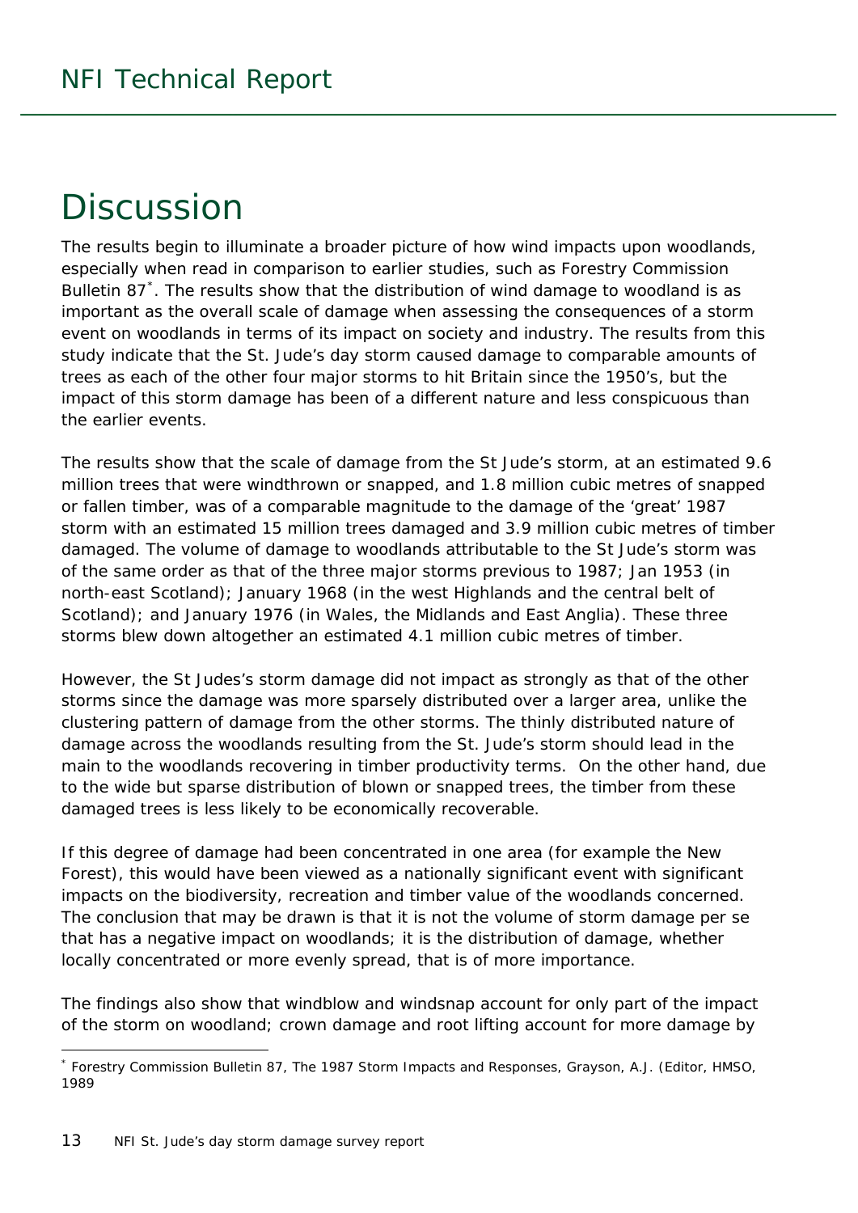# Discussion

The results begin to illuminate a broader picture of how wind impacts upon woodlands, especially when read in comparison to earlier studies, such as Forestry Commission Bulletin 87[*]. The results show that the distribution of wind damage to woodland is as important as the overall scale of damage when assessing the consequences of a storm event on woodlands in terms of its impact on society and industry. The results from this study indicate that the St. Jude's day storm caused damage to comparable amounts of trees as each of the other four major storms to hit Britain since the 1950's, but the impact of this storm damage has been of a different nature and less conspicuous than the earlier events.

The results show that the scale of damage from the St Jude's storm, at an estimated 9.6 million trees that were windthrown or snapped, and 1.8 million cubic metres of snapped or fallen timber, was of a comparable magnitude to the damage of the 'great' 1987 storm with an estimated 15 million trees damaged and 3.9 million cubic metres of timber damaged. The volume of damage to woodlands attributable to the St Jude's storm was of the same order as that of the three major storms previous to 1987; Jan 1953 (in north-east Scotland); January 1968 (in the west Highlands and the central belt of Scotland); and January 1976 (in Wales, the Midlands and East Anglia). These three storms blew down altogether an estimated 4.1 million cubic metres of timber.

However, the St Judes's storm damage did not impact as strongly as that of the other storms since the damage was more sparsely distributed over a larger area, unlike the clustering pattern of damage from the other storms. The thinly distributed nature of damage across the woodlands resulting from the St. Jude's storm should lead in the main to the woodlands recovering in timber productivity terms. On the other hand, due to the wide but sparse distribution of blown or snapped trees, the timber from these damaged trees is less likely to be economically recoverable.

If this degree of damage had been concentrated in one area (for example the New Forest), this would have been viewed as a nationally significant event with significant impacts on the biodiversity, recreation and timber value of the woodlands concerned. The conclusion that may be drawn is that it is not the volume of storm damage per se that has a negative impact on woodlands; it is the distribution of damage, whether locally concentrated or more evenly spread, that is of more importance.

The findings also show that windblow and windsnap account for only part of the impact of the storm on woodland; crown damage and root lifting account for more damage by

[*] Forestry Commission Bulletin 87, The 1987 Storm Impacts and Responses, Grayson, A.J. (Editor, HMSO, 1989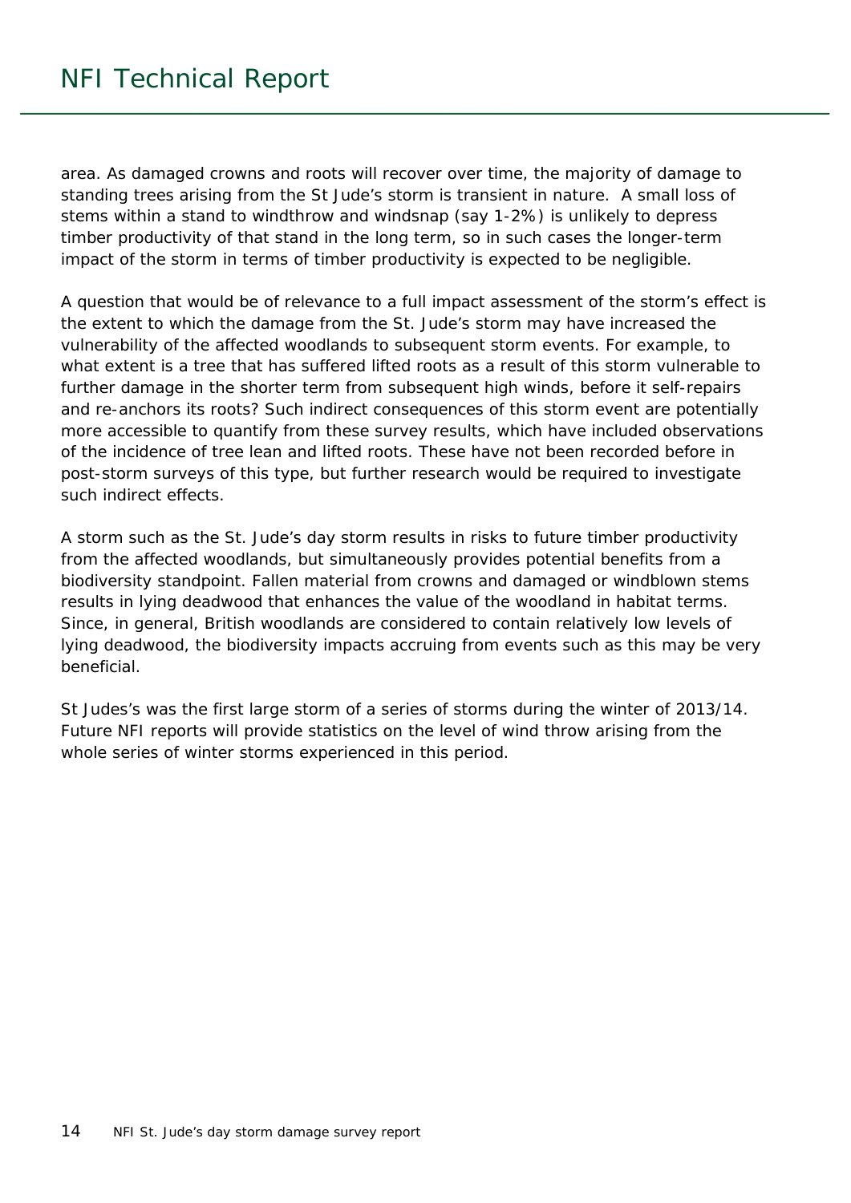area. As damaged crowns and roots will recover over time, the majority of damage to standing trees arising from the St Jude's storm is transient in nature. A small loss of stems within a stand to windthrow and windsnap (say 1-2%) is unlikely to depress timber productivity of that stand in the long term, so in such cases the longer-term impact of the storm in terms of timber productivity is expected to be negligible.

A question that would be of relevance to a full impact assessment of the storm's effect is the extent to which the damage from the St. Jude's storm may have increased the vulnerability of the affected woodlands to subsequent storm events. For example, to what extent is a tree that has suffered lifted roots as a result of this storm vulnerable to further damage in the shorter term from subsequent high winds, before it self-repairs and re-anchors its roots? Such indirect consequences of this storm event are potentially more accessible to quantify from these survey results, which have included observations of the incidence of tree lean and lifted roots. These have not been recorded before in post-storm surveys of this type, but further research would be required to investigate such indirect effects.

A storm such as the St. Jude's day storm results in risks to future timber productivity from the affected woodlands, but simultaneously provides potential benefits from a biodiversity standpoint. Fallen material from crowns and damaged or windblown stems results in lying deadwood that enhances the value of the woodland in habitat terms. Since, in general, British woodlands are considered to contain relatively low levels of lying deadwood, the biodiversity impacts accruing from events such as this may be very beneficial.

St Judes's was the first large storm of a series of storms during the winter of 2013/14. Future NFI reports will provide statistics on the level of wind throw arising from the whole series of winter storms experienced in this period.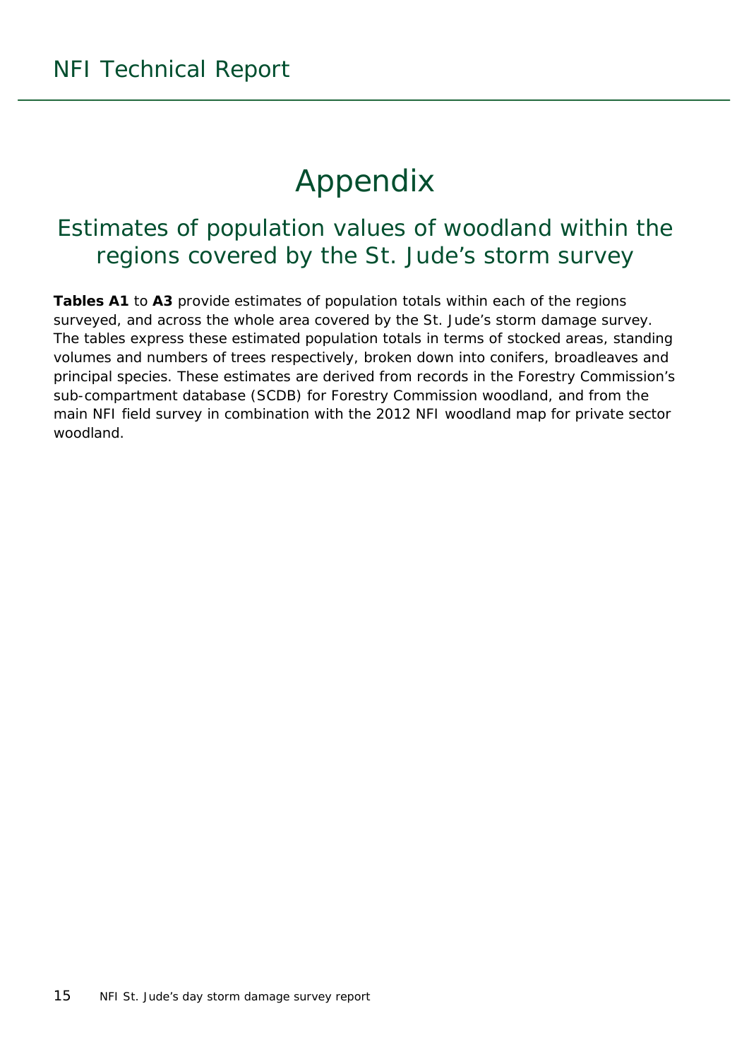# Appendix

## Estimates of population values of woodland within the regions covered by the St. Jude's storm survey

**Tables A1** to **A3** provide estimates of population totals within each of the regions surveyed, and across the whole area covered by the St. Jude's storm damage survey. The tables express these estimated population totals in terms of stocked areas, standing volumes and numbers of trees respectively, broken down into conifers, broadleaves and principal species. These estimates are derived from records in the Forestry Commission's sub-compartment database (SCDB) for Forestry Commission woodland, and from the main NFI field survey in combination with the 2012 NFI woodland map for private sector woodland.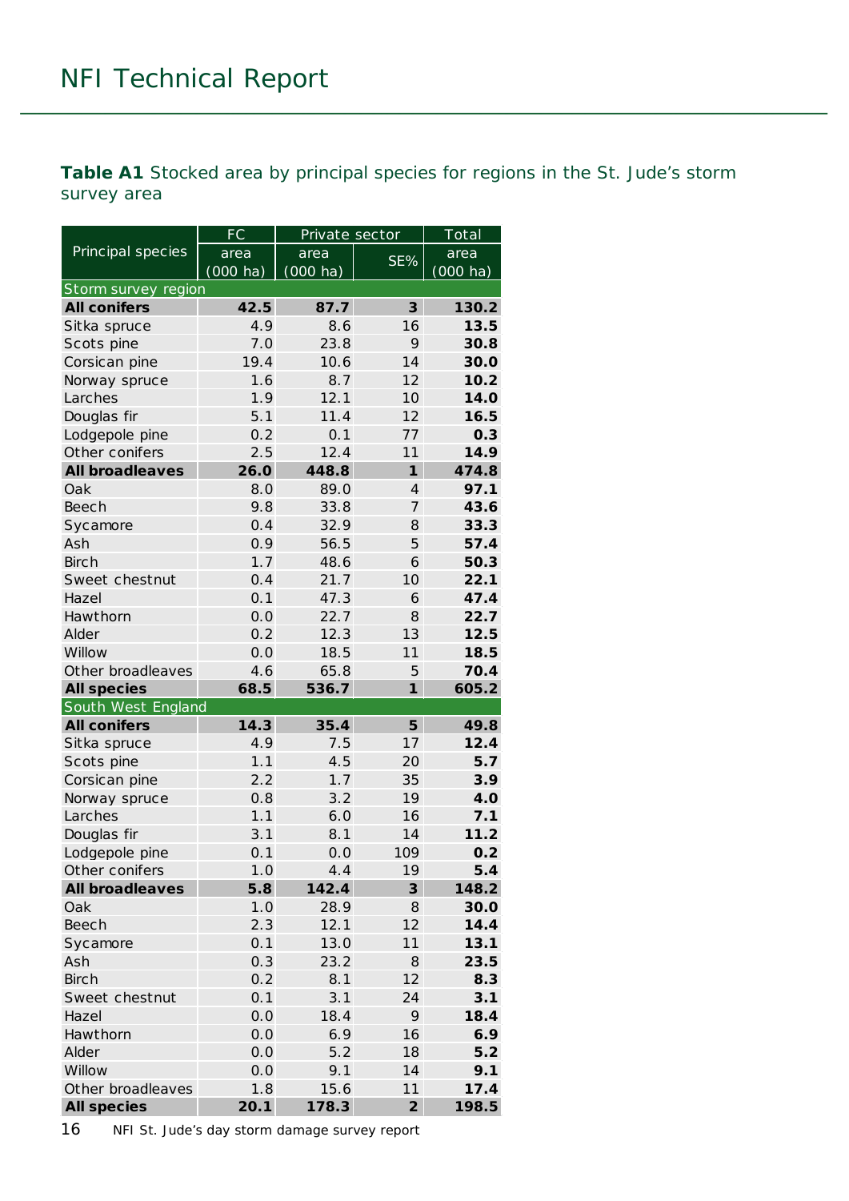**Table A1** Stocked area by principal species for regions in the St. Jude's storm survey area

| Principal species | FC area (000 ha) | Private sector area (000 ha) | Private sector SE% | Total area (000 ha) |
|---|---|---|---|---|
| **Storm survey region** | | | | |
| **All conifers** | **42.5** | **87.7** | **3** | **130.2** |
| Sitka spruce | 4.9 | 8.6 | 16 | **13.5** |
| Scots pine | 7.0 | 23.8 | 9 | **30.8** |
| Corsican pine | 19.4 | 10.6 | 14 | **30.0** |
| Norway spruce | 1.6 | 8.7 | 12 | **10.2** |
| Larches | 1.9 | 12.1 | 10 | **14.0** |
| Douglas fir | 5.1 | 11.4 | 12 | **16.5** |
| Lodgepole pine | 0.2 | 0.1 | 77 | **0.3** |
| Other conifers | 2.5 | 12.4 | 11 | **14.9** |
| **All broadleaves** | **26.0** | **448.8** | **1** | **474.8** |
| Oak | 8.0 | 89.0 | 4 | **97.1** |
| Beech | 9.8 | 33.8 | 7 | **43.6** |
| Sycamore | 0.4 | 32.9 | 8 | **33.3** |
| Ash | 0.9 | 56.5 | 5 | **57.4** |
| Birch | 1.7 | 48.6 | 6 | **50.3** |
| Sweet chestnut | 0.4 | 21.7 | 10 | **22.1** |
| Hazel | 0.1 | 47.3 | 6 | **47.4** |
| Hawthorn | 0.0 | 22.7 | 8 | **22.7** |
| Alder | 0.2 | 12.3 | 13 | **12.5** |
| Willow | 0.0 | 18.5 | 11 | **18.5** |
| Other broadleaves | 4.6 | 65.8 | 5 | **70.4** |
| **All species** | **68.5** | **536.7** | **1** | **605.2** |
| **South West England** | | | | |
| **All conifers** | **14.3** | **35.4** | **5** | **49.8** |
| Sitka spruce | 4.9 | 7.5 | 17 | **12.4** |
| Scots pine | 1.1 | 4.5 | 20 | **5.7** |
| Corsican pine | 2.2 | 1.7 | 35 | **3.9** |
| Norway spruce | 0.8 | 3.2 | 19 | **4.0** |
| Larches | 1.1 | 6.0 | 16 | **7.1** |
| Douglas fir | 3.1 | 8.1 | 14 | **11.2** |
| Lodgepole pine | 0.1 | 0.0 | 109 | **0.2** |
| Other conifers | 1.0 | 4.4 | 19 | **5.4** |
| **All broadleaves** | **5.8** | **142.4** | **3** | **148.2** |
| Oak | 1.0 | 28.9 | 8 | **30.0** |
| Beech | 2.3 | 12.1 | 12 | **14.4** |
| Sycamore | 0.1 | 13.0 | 11 | **13.1** |
| Ash | 0.3 | 23.2 | 8 | **23.5** |
| Birch | 0.2 | 8.1 | 12 | **8.3** |
| Sweet chestnut | 0.1 | 3.1 | 24 | **3.1** |
| Hazel | 0.0 | 18.4 | 9 | **18.4** |
| Hawthorn | 0.0 | 6.9 | 16 | **6.9** |
| Alder | 0.0 | 5.2 | 18 | **5.2** |
| Willow | 0.0 | 9.1 | 14 | **9.1** |
| Other broadleaves | 1.8 | 15.6 | 11 | **17.4** |
| **All species** | **20.1** | **178.3** | **2** | **198.5** |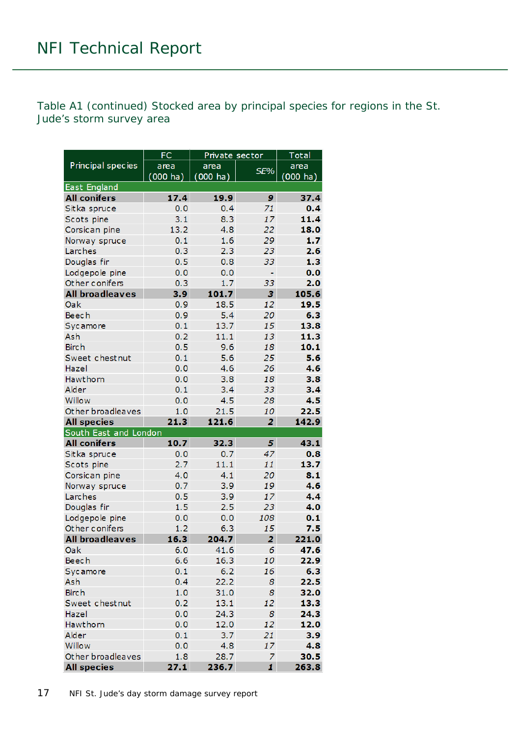Table A1 (continued) Stocked area by principal species for regions in the St. Jude's storm survey area

| Principal species | FC | Private sector | | Total |
|---|---|---|---|---|
| | area (000 ha) | area (000 ha) | *SE%* | area (000 ha) |
| **East England** | | | | |
| **All conifers** | **17.4** | **19.9** | ***9*** | **37.4** |
| Sitka spruce | 0.0 | 0.4 | *71* | **0.4** |
| Scots pine | 3.1 | 8.3 | *17* | **11.4** |
| Corsican pine | 13.2 | 4.8 | *22* | **18.0** |
| Norway spruce | 0.1 | 1.6 | *29* | **1.7** |
| Larches | 0.3 | 2.3 | *23* | **2.6** |
| Douglas fir | 0.5 | 0.8 | *33* | **1.3** |
| Lodgepole pine | 0.0 | 0.0 | - | **0.0** |
| Other conifers | 0.3 | 1.7 | *33* | **2.0** |
| **All broadleaves** | **3.9** | **101.7** | ***3*** | **105.6** |
| Oak | 0.9 | 18.5 | *12* | **19.5** |
| Beech | 0.9 | 5.4 | *20* | **6.3** |
| Sycamore | 0.1 | 13.7 | *15* | **13.8** |
| Ash | 0.2 | 11.1 | *13* | **11.3** |
| Birch | 0.5 | 9.6 | *18* | **10.1** |
| Sweet chestnut | 0.1 | 5.6 | *25* | **5.6** |
| Hazel | 0.0 | 4.6 | *26* | **4.6** |
| Hawthorn | 0.0 | 3.8 | *18* | **3.8** |
| Alder | 0.1 | 3.4 | *33* | **3.4** |
| Willow | 0.0 | 4.5 | *28* | **4.5** |
| Other broadleaves | 1.0 | 21.5 | *10* | **22.5** |
| **All species** | **21.3** | **121.6** | ***2*** | **142.9** |
| **South East and London** | | | | |
| **All conifers** | **10.7** | **32.3** | ***5*** | **43.1** |
| Sitka spruce | 0.0 | 0.7 | *47* | **0.8** |
| Scots pine | 2.7 | 11.1 | *11* | **13.7** |
| Corsican pine | 4.0 | 4.1 | *20* | **8.1** |
| Norway spruce | 0.7 | 3.9 | *19* | **4.6** |
| Larches | 0.5 | 3.9 | *17* | **4.4** |
| Douglas fir | 1.5 | 2.5 | *23* | **4.0** |
| Lodgepole pine | 0.0 | 0.0 | *108* | **0.1** |
| Other conifers | 1.2 | 6.3 | *15* | **7.5** |
| **All broadleaves** | **16.3** | **204.7** | ***2*** | **221.0** |
| Oak | 6.0 | 41.6 | *6* | **47.6** |
| Beech | 6.6 | 16.3 | *10* | **22.9** |
| Sycamore | 0.1 | 6.2 | *16* | **6.3** |
| Ash | 0.4 | 22.2 | *8* | **22.5** |
| Birch | 1.0 | 31.0 | *8* | **32.0** |
| Sweet chestnut | 0.2 | 13.1 | *12* | **13.3** |
| Hazel | 0.0 | 24.3 | *8* | **24.3** |
| Hawthorn | 0.0 | 12.0 | *12* | **12.0** |
| Alder | 0.1 | 3.7 | *21* | **3.9** |
| Willow | 0.0 | 4.8 | *17* | **4.8** |
| Other broadleaves | 1.8 | 28.7 | *7* | **30.5** |
| **All species** | **27.1** | **236.7** | ***1*** | **263.8** |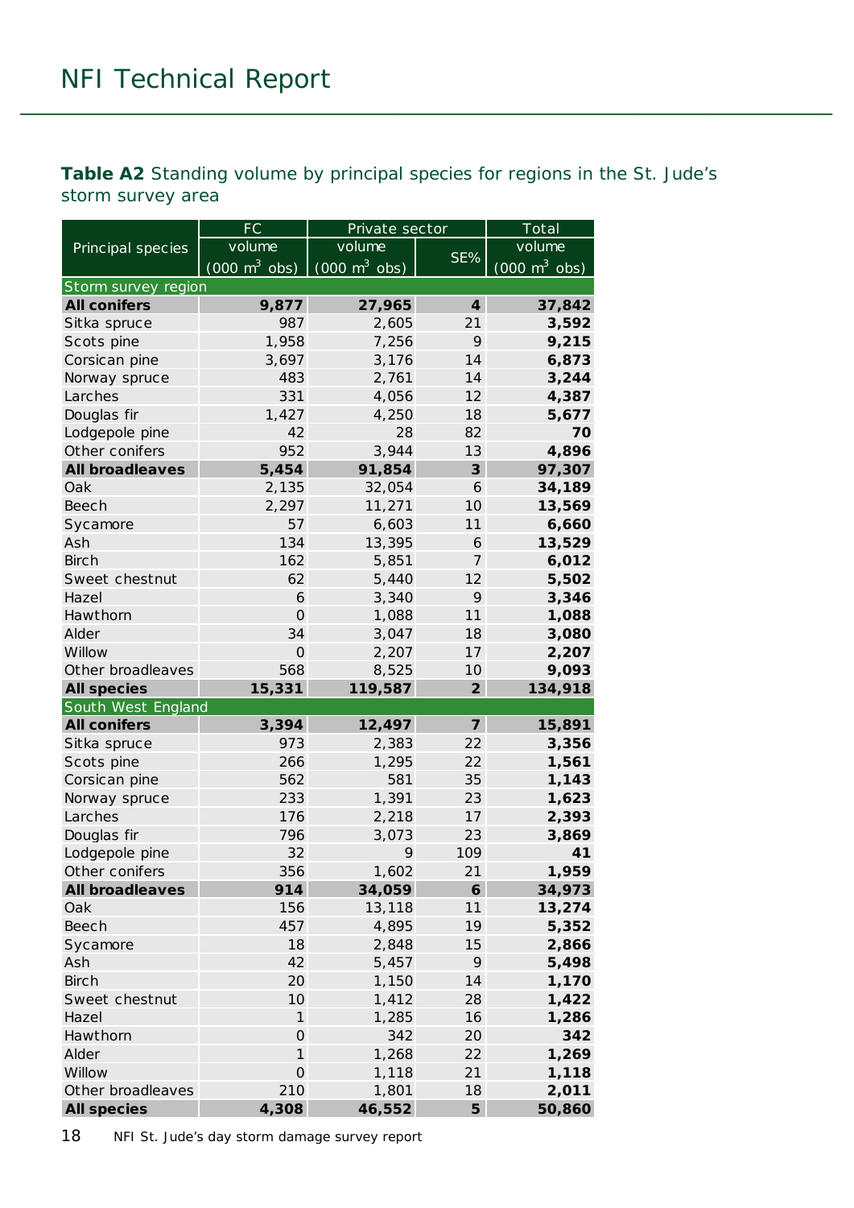**Table A2** Standing volume by principal species for regions in the St. Jude's storm survey area

| Principal species | FC | Private sector | | Total |
|---|---|---|---|---|
| | volume (000 $m^3$ obs) | volume (000 $m^3$ obs) | SE% | volume (000 $m^3$ obs) |
| **Storm survey region** | | | | |
| **All conifers** | **9,877** | **27,965** | **4** | **37,842** |
| Sitka spruce | 987 | 2,605 | 21 | **3,592** |
| Scots pine | 1,958 | 7,256 | 9 | **9,215** |
| Corsican pine | 3,697 | 3,176 | 14 | **6,873** |
| Norway spruce | 483 | 2,761 | 14 | **3,244** |
| Larches | 331 | 4,056 | 12 | **4,387** |
| Douglas fir | 1,427 | 4,250 | 18 | **5,677** |
| Lodgepole pine | 42 | 28 | 82 | **70** |
| Other conifers | 952 | 3,944 | 13 | **4,896** |
| **All broadleaves** | **5,454** | **91,854** | **3** | **97,307** |
| Oak | 2,135 | 32,054 | 6 | **34,189** |
| Beech | 2,297 | 11,271 | 10 | **13,569** |
| Sycamore | 57 | 6,603 | 11 | **6,660** |
| Ash | 134 | 13,395 | 6 | **13,529** |
| Birch | 162 | 5,851 | 7 | **6,012** |
| Sweet chestnut | 62 | 5,440 | 12 | **5,502** |
| Hazel | 6 | 3,340 | 9 | **3,346** |
| Hawthorn | 0 | 1,088 | 11 | **1,088** |
| Alder | 34 | 3,047 | 18 | **3,080** |
| Willow | 0 | 2,207 | 17 | **2,207** |
| Other broadleaves | 568 | 8,525 | 10 | **9,093** |
| **All species** | **15,331** | **119,587** | **2** | **134,918** |
| **South West England** | | | | |
| **All conifers** | **3,394** | **12,497** | **7** | **15,891** |
| Sitka spruce | 973 | 2,383 | 22 | **3,356** |
| Scots pine | 266 | 1,295 | 22 | **1,561** |
| Corsican pine | 562 | 581 | 35 | **1,143** |
| Norway spruce | 233 | 1,391 | 23 | **1,623** |
| Larches | 176 | 2,218 | 17 | **2,393** |
| Douglas fir | 796 | 3,073 | 23 | **3,869** |
| Lodgepole pine | 32 | 9 | 109 | **41** |
| Other conifers | 356 | 1,602 | 21 | **1,959** |
| **All broadleaves** | **914** | **34,059** | **6** | **34,973** |
| Oak | 156 | 13,118 | 11 | **13,274** |
| Beech | 457 | 4,895 | 19 | **5,352** |
| Sycamore | 18 | 2,848 | 15 | **2,866** |
| Ash | 42 | 5,457 | 9 | **5,498** |
| Birch | 20 | 1,150 | 14 | **1,170** |
| Sweet chestnut | 10 | 1,412 | 28 | **1,422** |
| Hazel | 1 | 1,285 | 16 | **1,286** |
| Hawthorn | 0 | 342 | 20 | **342** |
| Alder | 1 | 1,268 | 22 | **1,269** |
| Willow | 0 | 1,118 | 21 | **1,118** |
| Other broadleaves | 210 | 1,801 | 18 | **2,011** |
| **All species** | **4,308** | **46,552** | **5** | **50,860** |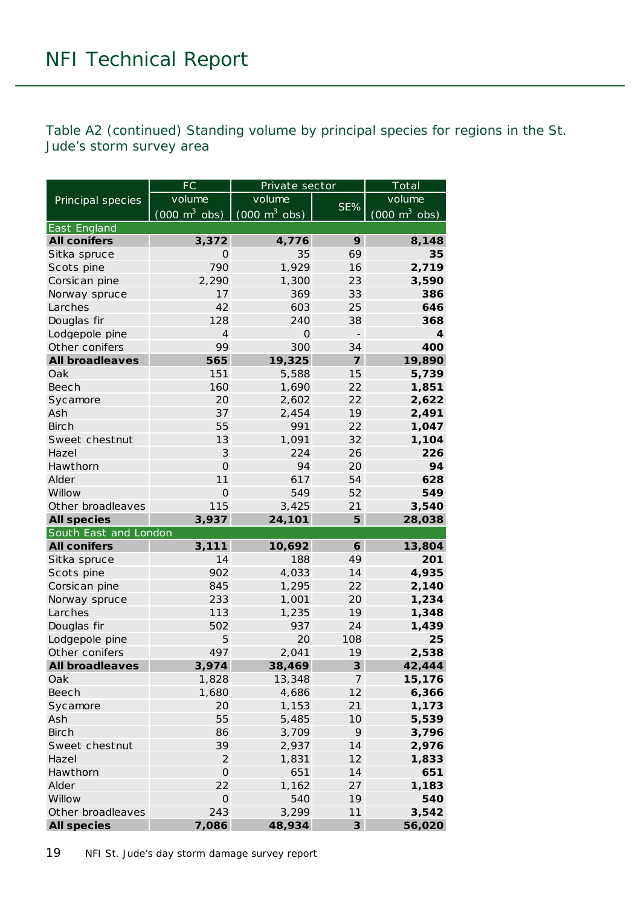Table A2 (continued) Standing volume by principal species for regions in the St. Jude's storm survey area

| Principal species | FC volume ($000\ m^3$ obs) | Private sector volume ($000\ m^3$ obs) | Private sector SE% | Total volume ($000\ m^3$ obs) |
|---|---|---|---|---|
| **East England** | | | | |
| **All conifers** | **3,372** | **4,776** | **9** | **8,148** |
| Sitka spruce | 0 | 35 | 69 | **35** |
| Scots pine | 790 | 1,929 | 16 | **2,719** |
| Corsican pine | 2,290 | 1,300 | 23 | **3,590** |
| Norway spruce | 17 | 369 | 33 | **386** |
| Larches | 42 | 603 | 25 | **646** |
| Douglas fir | 128 | 240 | 38 | **368** |
| Lodgepole pine | 4 | 0 | - | **4** |
| Other conifers | 99 | 300 | 34 | **400** |
| **All broadleaves** | **565** | **19,325** | **7** | **19,890** |
| Oak | 151 | 5,588 | 15 | **5,739** |
| Beech | 160 | 1,690 | 22 | **1,851** |
| Sycamore | 20 | 2,602 | 22 | **2,622** |
| Ash | 37 | 2,454 | 19 | **2,491** |
| Birch | 55 | 991 | 22 | **1,047** |
| Sweet chestnut | 13 | 1,091 | 32 | **1,104** |
| Hazel | 3 | 224 | 26 | **226** |
| Hawthorn | 0 | 94 | 20 | **94** |
| Alder | 11 | 617 | 54 | **628** |
| Willow | 0 | 549 | 52 | **549** |
| Other broadleaves | 115 | 3,425 | 21 | **3,540** |
| **All species** | **3,937** | **24,101** | **5** | **28,038** |
| **South East and London** | | | | |
| **All conifers** | **3,111** | **10,692** | **6** | **13,804** |
| Sitka spruce | 14 | 188 | 49 | **201** |
| Scots pine | 902 | 4,033 | 14 | **4,935** |
| Corsican pine | 845 | 1,295 | 22 | **2,140** |
| Norway spruce | 233 | 1,001 | 20 | **1,234** |
| Larches | 113 | 1,235 | 19 | **1,348** |
| Douglas fir | 502 | 937 | 24 | **1,439** |
| Lodgepole pine | 5 | 20 | 108 | **25** |
| Other conifers | 497 | 2,041 | 19 | **2,538** |
| **All broadleaves** | **3,974** | **38,469** | **3** | **42,444** |
| Oak | 1,828 | 13,348 | 7 | **15,176** |
| Beech | 1,680 | 4,686 | 12 | **6,366** |
| Sycamore | 20 | 1,153 | 21 | **1,173** |
| Ash | 55 | 5,485 | 10 | **5,539** |
| Birch | 86 | 3,709 | 9 | **3,796** |
| Sweet chestnut | 39 | 2,937 | 14 | **2,976** |
| Hazel | 2 | 1,831 | 12 | **1,833** |
| Hawthorn | 0 | 651 | 14 | **651** |
| Alder | 22 | 1,162 | 27 | **1,183** |
| Willow | 0 | 540 | 19 | **540** |
| Other broadleaves | 243 | 3,299 | 11 | **3,542** |
| **All species** | **7,086** | **48,934** | **3** | **56,020** |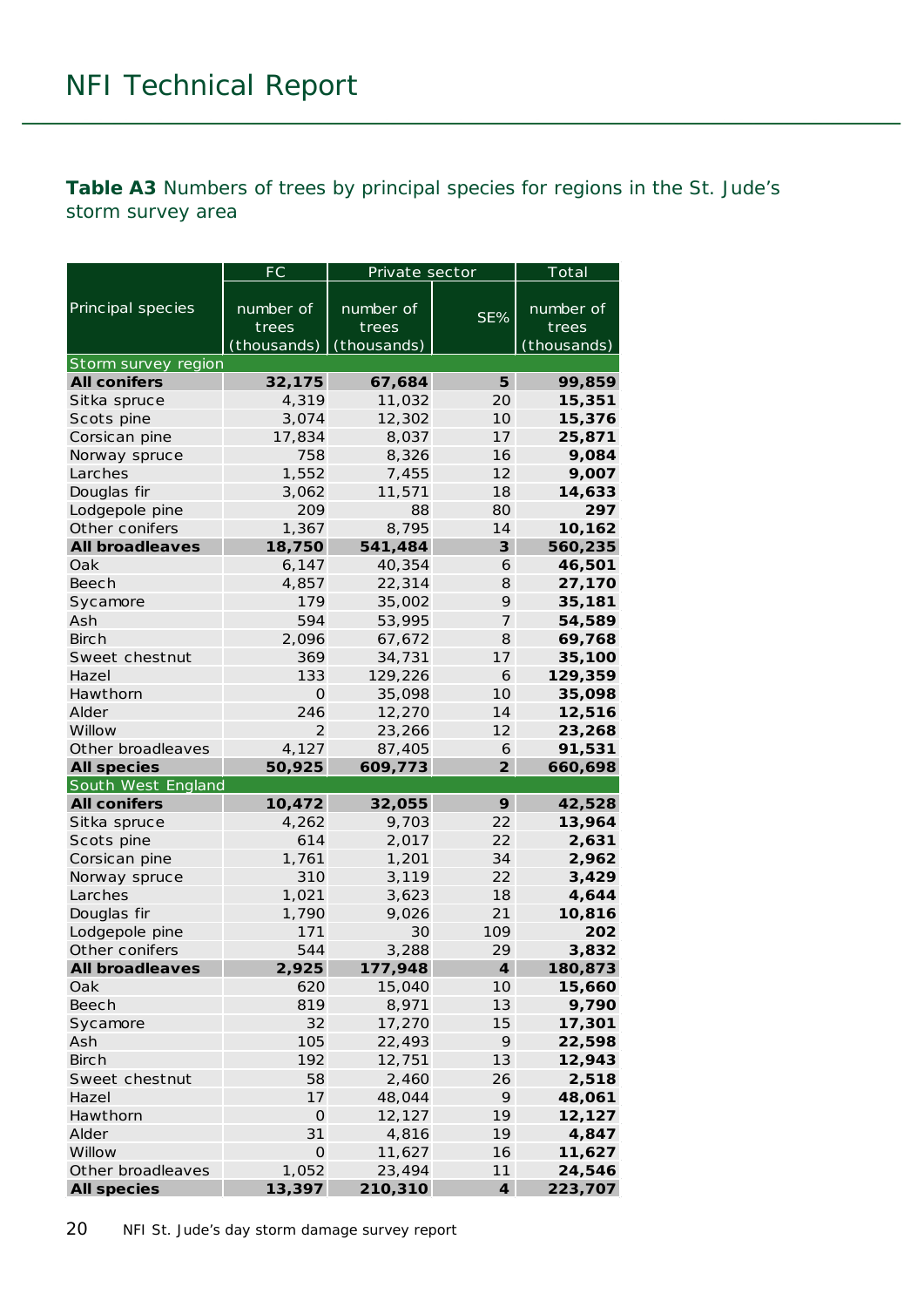**Table A3** Numbers of trees by principal species for regions in the St. Jude's storm survey area

| Principal species | FC | Private sector | | Total |
|---|---|---|---|---|
| | number of trees (thousands) | number of trees (thousands) | SE% | number of trees (thousands) |
| Storm survey region | | | | |
| **All conifers** | **32,175** | **67,684** | **5** | **99,859** |
| Sitka spruce | 4,319 | 11,032 | 20 | **15,351** |
| Scots pine | 3,074 | 12,302 | 10 | **15,376** |
| Corsican pine | 17,834 | 8,037 | 17 | **25,871** |
| Norway spruce | 758 | 8,326 | 16 | **9,084** |
| Larches | 1,552 | 7,455 | 12 | **9,007** |
| Douglas fir | 3,062 | 11,571 | 18 | **14,633** |
| Lodgepole pine | 209 | 88 | 80 | **297** |
| Other conifers | 1,367 | 8,795 | 14 | **10,162** |
| **All broadleaves** | **18,750** | **541,484** | **3** | **560,235** |
| Oak | 6,147 | 40,354 | 6 | **46,501** |
| Beech | 4,857 | 22,314 | 8 | **27,170** |
| Sycamore | 179 | 35,002 | 9 | **35,181** |
| Ash | 594 | 53,995 | 7 | **54,589** |
| Birch | 2,096 | 67,672 | 8 | **69,768** |
| Sweet chestnut | 369 | 34,731 | 17 | **35,100** |
| Hazel | 133 | 129,226 | 6 | **129,359** |
| Hawthorn | 0 | 35,098 | 10 | **35,098** |
| Alder | 246 | 12,270 | 14 | **12,516** |
| Willow | 2 | 23,266 | 12 | **23,268** |
| Other broadleaves | 4,127 | 87,405 | 6 | **91,531** |
| **All species** | **50,925** | **609,773** | **2** | **660,698** |
| South West England | | | | |
| **All conifers** | **10,472** | **32,055** | **9** | **42,528** |
| Sitka spruce | 4,262 | 9,703 | 22 | **13,964** |
| Scots pine | 614 | 2,017 | 22 | **2,631** |
| Corsican pine | 1,761 | 1,201 | 34 | **2,962** |
| Norway spruce | 310 | 3,119 | 22 | **3,429** |
| Larches | 1,021 | 3,623 | 18 | **4,644** |
| Douglas fir | 1,790 | 9,026 | 21 | **10,816** |
| Lodgepole pine | 171 | 30 | 109 | **202** |
| Other conifers | 544 | 3,288 | 29 | **3,832** |
| **All broadleaves** | **2,925** | **177,948** | **4** | **180,873** |
| Oak | 620 | 15,040 | 10 | **15,660** |
| Beech | 819 | 8,971 | 13 | **9,790** |
| Sycamore | 32 | 17,270 | 15 | **17,301** |
| Ash | 105 | 22,493 | 9 | **22,598** |
| Birch | 192 | 12,751 | 13 | **12,943** |
| Sweet chestnut | 58 | 2,460 | 26 | **2,518** |
| Hazel | 17 | 48,044 | 9 | **48,061** |
| Hawthorn | 0 | 12,127 | 19 | **12,127** |
| Alder | 31 | 4,816 | 19 | **4,847** |
| Willow | 0 | 11,627 | 16 | **11,627** |
| Other broadleaves | 1,052 | 23,494 | 11 | **24,546** |
| **All species** | **13,397** | **210,310** | **4** | **223,707** |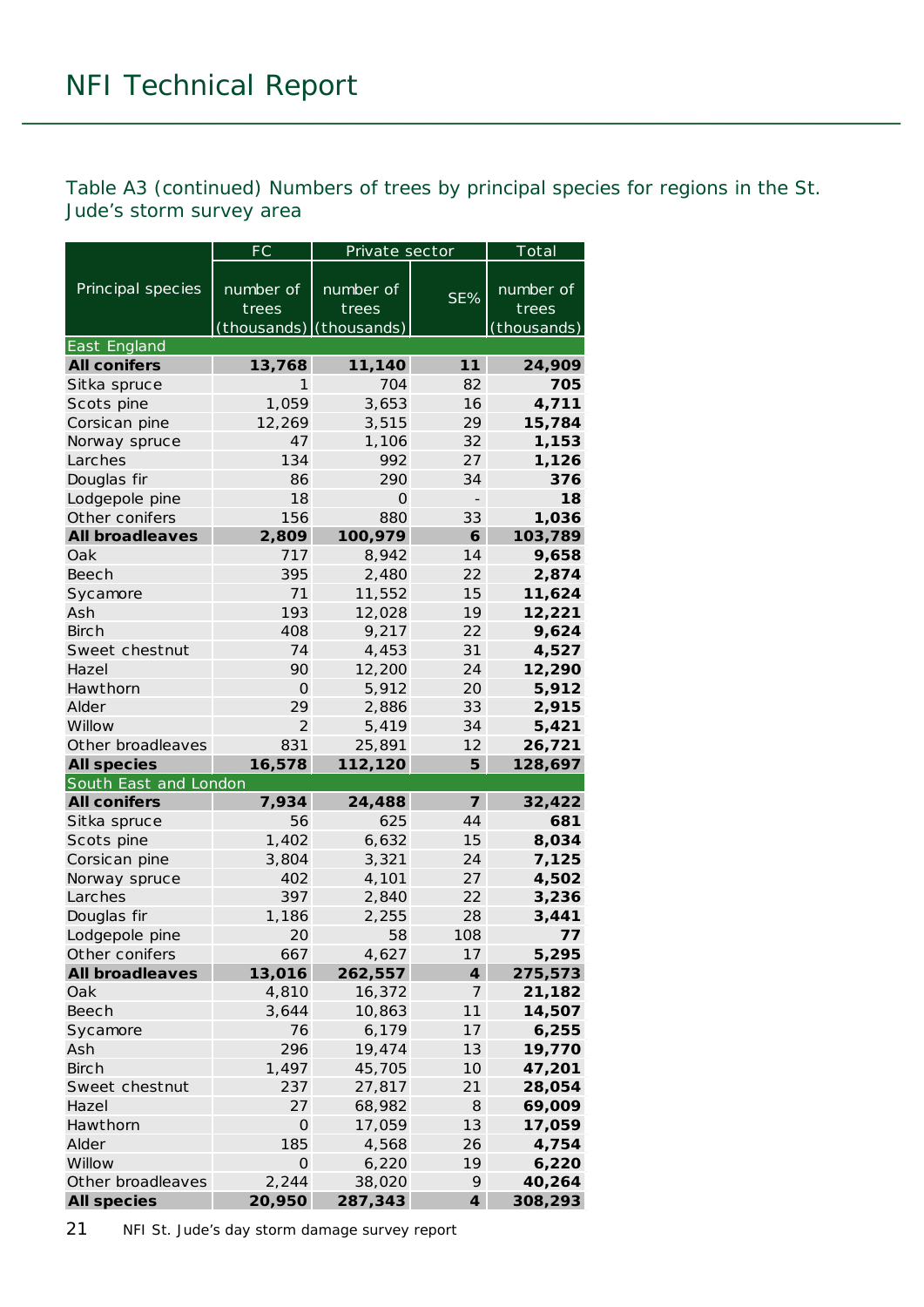Table A3 (continued) Numbers of trees by principal species for regions in the St. Jude's storm survey area

| Principal species | FC | Private sector | | Total |
|---|---|---|---|---|
| | number of trees (thousands) | number of trees (thousands) | SE% | number of trees (thousands) |
| East England | | | | |
| **All conifers** | **13,768** | **11,140** | **11** | **24,909** |
| Sitka spruce | 1 | 704 | 82 | **705** |
| Scots pine | 1,059 | 3,653 | 16 | **4,711** |
| Corsican pine | 12,269 | 3,515 | 29 | **15,784** |
| Norway spruce | 47 | 1,106 | 32 | **1,153** |
| Larches | 134 | 992 | 27 | **1,126** |
| Douglas fir | 86 | 290 | 34 | **376** |
| Lodgepole pine | 18 | 0 | - | **18** |
| Other conifers | 156 | 880 | 33 | **1,036** |
| **All broadleaves** | **2,809** | **100,979** | **6** | **103,789** |
| Oak | 717 | 8,942 | 14 | **9,658** |
| Beech | 395 | 2,480 | 22 | **2,874** |
| Sycamore | 71 | 11,552 | 15 | **11,624** |
| Ash | 193 | 12,028 | 19 | **12,221** |
| Birch | 408 | 9,217 | 22 | **9,624** |
| Sweet chestnut | 74 | 4,453 | 31 | **4,527** |
| Hazel | 90 | 12,200 | 24 | **12,290** |
| Hawthorn | 0 | 5,912 | 20 | **5,912** |
| Alder | 29 | 2,886 | 33 | **2,915** |
| Willow | 2 | 5,419 | 34 | **5,421** |
| Other broadleaves | 831 | 25,891 | 12 | **26,721** |
| **All species** | **16,578** | **112,120** | **5** | **128,697** |
| South East and London | | | | |
| **All conifers** | **7,934** | **24,488** | **7** | **32,422** |
| Sitka spruce | 56 | 625 | 44 | **681** |
| Scots pine | 1,402 | 6,632 | 15 | **8,034** |
| Corsican pine | 3,804 | 3,321 | 24 | **7,125** |
| Norway spruce | 402 | 4,101 | 27 | **4,502** |
| Larches | 397 | 2,840 | 22 | **3,236** |
| Douglas fir | 1,186 | 2,255 | 28 | **3,441** |
| Lodgepole pine | 20 | 58 | 108 | **77** |
| Other conifers | 667 | 4,627 | 17 | **5,295** |
| **All broadleaves** | **13,016** | **262,557** | **4** | **275,573** |
| Oak | 4,810 | 16,372 | 7 | **21,182** |
| Beech | 3,644 | 10,863 | 11 | **14,507** |
| Sycamore | 76 | 6,179 | 17 | **6,255** |
| Ash | 296 | 19,474 | 13 | **19,770** |
| Birch | 1,497 | 45,705 | 10 | **47,201** |
| Sweet chestnut | 237 | 27,817 | 21 | **28,054** |
| Hazel | 27 | 68,982 | 8 | **69,009** |
| Hawthorn | 0 | 17,059 | 13 | **17,059** |
| Alder | 185 | 4,568 | 26 | **4,754** |
| Willow | 0 | 6,220 | 19 | **6,220** |
| Other broadleaves | 2,244 | 38,020 | 9 | **40,264** |
| **All species** | **20,950** | **287,343** | **4** | **308,293** |